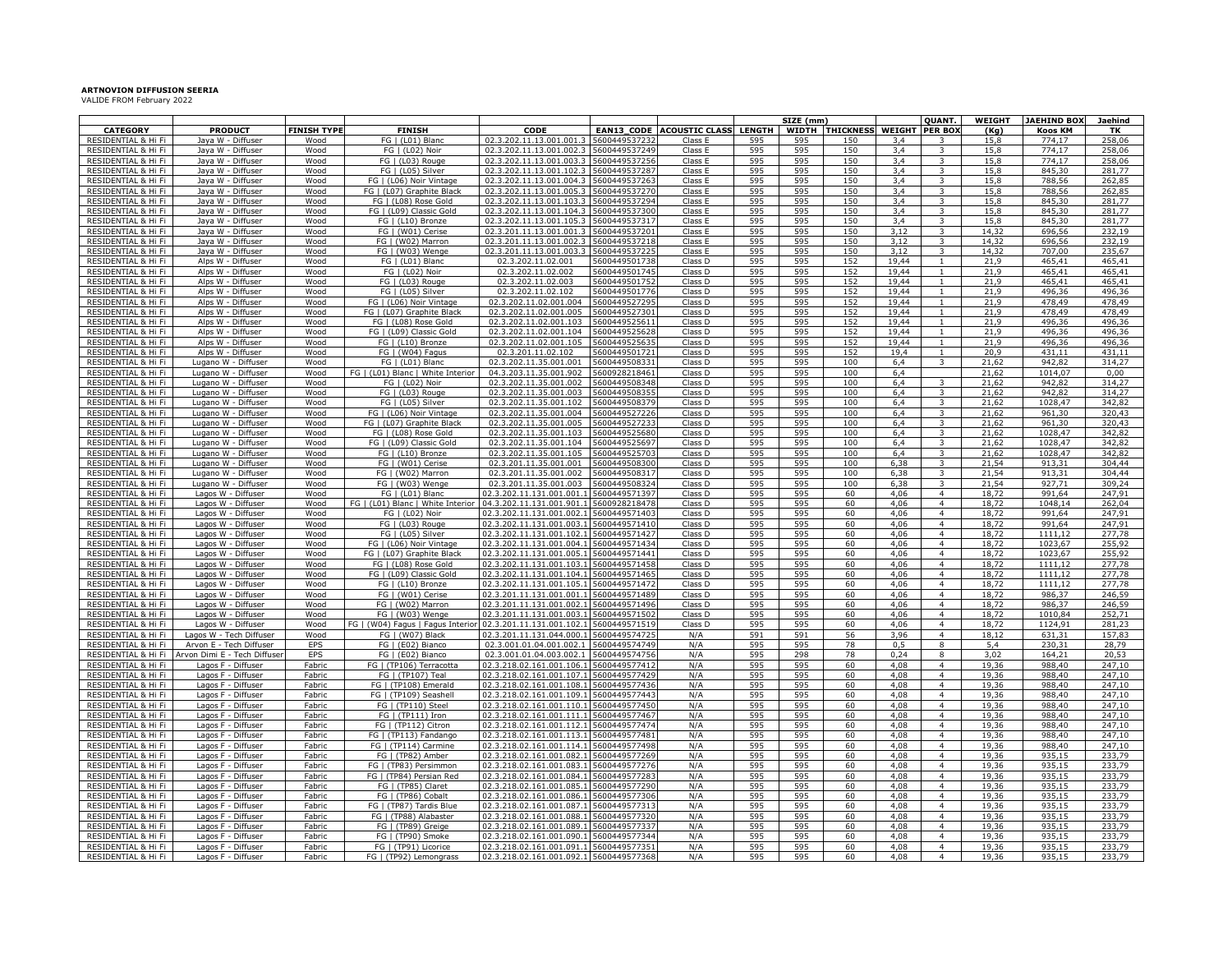**ARTNOVION DIFFUSION SEERIA**

VALIDE FROM February 2022

| CATEGORY | PRODUCT | FINISH TYPE | FINISH | CODE | EAN13_CODE | ACOUSTIC CLASS | SIZE (mm) LENGTH | WIDTH | THICKNESS | WEIGHT | QUANT. PER BOX | WEIGHT (Kg) | JAEHIND BOX Koos KM | Jaehind TK |
|---|---|---|---|---|---|---|---|---|---|---|---|---|---|---|
| RESIDENTIAL & Hi Fi | Jaya W - Diffuser | Wood | FG \| (L01) Blanc | 02.3.202.11.13.001.001.3 | 5600449537232 | Class E | 595 | 595 | 150 | 3,4 | 3 | 15,8 | 774,17 | 258,06 |
| RESIDENTIAL & Hi Fi | Jaya W - Diffuser | Wood | FG \| (L02) Noir | 02.3.202.11.13.001.002.3 | 5600449537249 | Class E | 595 | 595 | 150 | 3,4 | 3 | 15,8 | 774,17 | 258,06 |
| RESIDENTIAL & Hi Fi | Jaya W - Diffuser | Wood | FG \| (L03) Rouge | 02.3.202.11.13.001.003.3 | 5600449537256 | Class E | 595 | 595 | 150 | 3,4 | 3 | 15,8 | 774,17 | 258,06 |
| RESIDENTIAL & Hi Fi | Jaya W - Diffuser | Wood | FG \| (L05) Silver | 02.3.202.11.13.001.102.3 | 5600449537287 | Class E | 595 | 595 | 150 | 3,4 | 3 | 15,8 | 845,30 | 281,77 |
| RESIDENTIAL & Hi Fi | Jaya W - Diffuser | Wood | FG \| (L06) Noir Vintage | 02.3.202.11.13.001.004.3 | 5600449537263 | Class E | 595 | 595 | 150 | 3,4 | 3 | 15,8 | 788,56 | 262,85 |
| RESIDENTIAL & Hi Fi | Jaya W - Diffuser | Wood | FG \| (L07) Graphite Black | 02.3.202.11.13.001.005.3 | 5600449537270 | Class E | 595 | 595 | 150 | 3,4 | 3 | 15,8 | 788,56 | 262,85 |
| RESIDENTIAL & Hi Fi | Jaya W - Diffuser | Wood | FG \| (L08) Rose Gold | 02.3.202.11.13.001.103.3 | 5600449537294 | Class E | 595 | 595 | 150 | 3,4 | 3 | 15,8 | 845,30 | 281,77 |
| RESIDENTIAL & Hi Fi | Jaya W - Diffuser | Wood | FG \| (L09) Classic Gold | 02.3.202.11.13.001.104.3 | 5600449537300 | Class E | 595 | 595 | 150 | 3,4 | 3 | 15,8 | 845,30 | 281,77 |
| RESIDENTIAL & Hi Fi | Jaya W - Diffuser | Wood | FG \| (L10) Bronze | 02.3.202.11.13.001.105.3 | 5600449537317 | Class E | 595 | 595 | 150 | 3,4 | 3 | 15,8 | 845,30 | 281,77 |
| RESIDENTIAL & Hi Fi | Jaya W - Diffuser | Wood | FG \| (W01) Cerise | 02.3.201.11.13.001.001.3 | 5600449537201 | Class E | 595 | 595 | 150 | 3,12 | 3 | 14,32 | 696,56 | 232,19 |
| RESIDENTIAL & Hi Fi | Jaya W - Diffuser | Wood | FG \| (W02) Marron | 02.3.201.11.13.001.002.3 | 5600449537218 | Class E | 595 | 595 | 150 | 3,12 | 3 | 14,32 | 696,56 | 232,19 |
| RESIDENTIAL & Hi Fi | Jaya W - Diffuser | Wood | FG \| (W03) Wenge | 02.3.201.11.13.001.003.3 | 5600449537225 | Class E | 595 | 595 | 150 | 3,12 | 3 | 14,32 | 707,00 | 235,67 |
| RESIDENTIAL & Hi Fi | Alps W - Diffuser | Wood | FG \| (L01) Blanc | 02.3.202.11.02.001 | 5600449501738 | Class D | 595 | 595 | 152 | 19,44 | 1 | 21,9 | 465,41 | 465,41 |
| RESIDENTIAL & Hi Fi | Alps W - Diffuser | Wood | FG \| (L02) Noir | 02.3.202.11.02.002 | 5600449501745 | Class D | 595 | 595 | 152 | 19,44 | 1 | 21,9 | 465,41 | 465,41 |
| RESIDENTIAL & Hi Fi | Alps W - Diffuser | Wood | FG \| (L03) Rouge | 02.3.202.11.02.003 | 5600449501752 | Class D | 595 | 595 | 152 | 19,44 | 1 | 21,9 | 465,41 | 465,41 |
| RESIDENTIAL & Hi Fi | Alps W - Diffuser | Wood | FG \| (L05) Silver | 02.3.202.11.02.102 | 5600449501776 | Class D | 595 | 595 | 152 | 19,44 | 1 | 21,9 | 496,36 | 496,36 |
| RESIDENTIAL & Hi Fi | Alps W - Diffuser | Wood | FG \| (L06) Noir Vintage | 02.3.202.11.02.004 | 5600449527295 | Class D | 595 | 595 | 152 | 19,44 | 1 | 21,9 | 478,49 | 478,49 |
| RESIDENTIAL & Hi Fi | Alps W - Diffuser | Wood | FG \| (L07) Graphite Black | 02.3.202.11.02.005 | 5600449527301 | Class D | 595 | 595 | 152 | 19,44 | 1 | 21,9 | 478,49 | 478,49 |
| RESIDENTIAL & Hi Fi | Alps W - Diffuser | Wood | FG \| (L08) Rose Gold | 02.3.202.11.02.103 | 5600449525611 | Class D | 595 | 595 | 152 | 19,44 | 1 | 21,9 | 496,36 | 496,36 |
| RESIDENTIAL & Hi Fi | Alps W - Diffuser | Wood | FG \| (L09) Classic Gold | 02.3.202.11.02.104 | 5600449525628 | Class D | 595 | 595 | 152 | 19,44 | 1 | 21,9 | 496,36 | 496,36 |
| RESIDENTIAL & Hi Fi | Alps W - Diffuser | Wood | FG \| (L10) Bronze | 02.3.202.11.02.105 | 5600449525635 | Class D | 595 | 595 | 152 | 19,44 | 1 | 21,9 | 496,36 | 496,36 |
| RESIDENTIAL & Hi Fi | Alps W - Diffuser | Wood | FG \| (W04) Fagus | 02.3.201.11.02.102 | 5600449501721 | Class D | 595 | 595 | 152 | 19,4 | 1 | 20,9 | 431,11 | 431,11 |
| RESIDENTIAL & Hi Fi | Lugano W - Diffuser | Wood | FG \| (L01) Blanc | 02.3.202.11.35.001.001 | 5600449508331 | Class D | 595 | 595 | 100 | 6,4 | 3 | 21,62 | 942,82 | 314,27 |
| RESIDENTIAL & Hi Fi | Lugano W - Diffuser | Wood | FG \| (L01) Blanc \| White Interior | 04.3.203.11.35.001.902 | 5600928218461 | Class D | 595 | 595 | 100 | 6,4 | | 21,62 | 1014,07 | 0,00 |
| RESIDENTIAL & Hi Fi | Lugano W - Diffuser | Wood | FG \| (L02) Noir | 02.3.202.11.35.001.002 | 5600449508348 | Class D | 595 | 595 | 100 | 6,4 | 3 | 21,62 | 942,82 | 314,27 |
| RESIDENTIAL & Hi Fi | Lugano W - Diffuser | Wood | FG \| (L03) Rouge | 02.3.202.11.35.001.003 | 5600449508355 | Class D | 595 | 595 | 100 | 6,4 | 3 | 21,62 | 942,82 | 314,27 |
| RESIDENTIAL & Hi Fi | Lugano W - Diffuser | Wood | FG \| (L05) Silver | 02.3.202.11.35.001.102 | 5600449508379 | Class D | 595 | 595 | 100 | 6,4 | 3 | 21,62 | 1028,47 | 342,82 |
| RESIDENTIAL & Hi Fi | Lugano W - Diffuser | Wood | FG \| (L06) Noir Vintage | 02.3.202.11.35.001.004 | 5600449527226 | Class D | 595 | 595 | 100 | 6,4 | 3 | 21,62 | 961,30 | 320,43 |
| RESIDENTIAL & Hi Fi | Lugano W - Diffuser | Wood | FG \| (L07) Graphite Black | 02.3.202.11.35.001.005 | 5600449527233 | Class D | 595 | 595 | 100 | 6,4 | 3 | 21,62 | 961,30 | 320,43 |
| RESIDENTIAL & Hi Fi | Lugano W - Diffuser | Wood | FG \| (L08) Rose Gold | 02.3.202.11.35.001.103 | 5600449525680 | Class D | 595 | 595 | 100 | 6,4 | 3 | 21,62 | 1028,47 | 342,82 |
| RESIDENTIAL & Hi Fi | Lugano W - Diffuser | Wood | FG \| (L09) Classic Gold | 02.3.202.11.35.001.104 | 5600449525697 | Class D | 595 | 595 | 100 | 6,4 | 3 | 21,62 | 1028,47 | 342,82 |
| RESIDENTIAL & Hi Fi | Lugano W - Diffuser | Wood | FG \| (L10) Bronze | 02.3.202.11.35.001.105 | 5600449525703 | Class D | 595 | 595 | 100 | 6,4 | 3 | 21,62 | 1028,47 | 342,82 |
| RESIDENTIAL & Hi Fi | Lugano W - Diffuser | Wood | FG \| (W01) Cerise | 02.3.201.11.35.001.001 | 5600449508300 | Class D | 595 | 595 | 100 | 6,38 | 3 | 21,54 | 913,31 | 304,44 |
| RESIDENTIAL & Hi Fi | Lugano W - Diffuser | Wood | FG \| (W02) Marron | 02.3.201.11.35.001.002 | 5600449508317 | Class D | 595 | 595 | 100 | 6,38 | 3 | 21,54 | 913,31 | 304,44 |
| RESIDENTIAL & Hi Fi | Lugano W - Diffuser | Wood | FG \| (W03) Wenge | 02.3.201.11.35.001.003 | 5600449508324 | Class D | 595 | 595 | 100 | 6,38 | 3 | 21,54 | 927,71 | 309,24 |
| RESIDENTIAL & Hi Fi | Lagos W - Diffuser | Wood | FG \| (L01) Blanc | 02.3.202.11.131.001.001.1 | 5600449571397 | Class D | 595 | 595 | 60 | 4,06 | 4 | 18,72 | 991,64 | 247,91 |
| RESIDENTIAL & Hi Fi | Lagos W - Diffuser | Wood | FG \| (L01) Blanc \| White Interior | 04.3.202.11.131.001.901.1 | 5600928218478 | Class D | 595 | 595 | 60 | 4,06 | 4 | 18,72 | 1048,14 | 262,04 |
| RESIDENTIAL & Hi Fi | Lagos W - Diffuser | Wood | FG \| (L02) Noir | 02.3.202.11.131.001.002.1 | 5600449571403 | Class D | 595 | 595 | 60 | 4,06 | 4 | 18,72 | 991,64 | 247,91 |
| RESIDENTIAL & Hi Fi | Lagos W - Diffuser | Wood | FG \| (L03) Rouge | 02.3.202.11.131.001.003.1 | 5600449571410 | Class D | 595 | 595 | 60 | 4,06 | 4 | 18,72 | 991,64 | 247,91 |
| RESIDENTIAL & Hi Fi | Lagos W - Diffuser | Wood | FG \| (L05) Silver | 02.3.202.11.131.001.102.1 | 5600449571427 | Class D | 595 | 595 | 60 | 4,06 | 4 | 18,72 | 1111,12 | 277,78 |
| RESIDENTIAL & Hi Fi | Lagos W - Diffuser | Wood | FG \| (L06) Noir Vintage | 02.3.202.11.131.001.004.1 | 5600449571434 | Class D | 595 | 595 | 60 | 4,06 | 4 | 18,72 | 1023,67 | 255,92 |
| RESIDENTIAL & Hi Fi | Lagos W - Diffuser | Wood | FG \| (L07) Graphite Black | 02.3.202.11.131.001.005.1 | 5600449571441 | Class D | 595 | 595 | 60 | 4,06 | 4 | 18,72 | 1023,67 | 255,92 |
| RESIDENTIAL & Hi Fi | Lagos W - Diffuser | Wood | FG \| (L08) Rose Gold | 02.3.202.11.131.001.103.1 | 5600449571458 | Class D | 595 | 595 | 60 | 4,06 | 4 | 18,72 | 1111,12 | 277,78 |
| RESIDENTIAL & Hi Fi | Lagos W - Diffuser | Wood | FG \| (L09) Classic Gold | 02.3.202.11.131.001.104.1 | 5600449571465 | Class D | 595 | 595 | 60 | 4,06 | 4 | 18,72 | 1111,12 | 277,78 |
| RESIDENTIAL & Hi Fi | Lagos W - Diffuser | Wood | FG \| (L10) Bronze | 02.3.202.11.131.001.105.1 | 5600449571472 | Class D | 595 | 595 | 60 | 4,06 | 4 | 18,72 | 1111,12 | 277,78 |
| RESIDENTIAL & Hi Fi | Lagos W - Diffuser | Wood | FG \| (W01) Cerise | 02.3.201.11.131.001.001.1 | 5600449571489 | Class D | 595 | 595 | 60 | 4,06 | 4 | 18,72 | 986,37 | 246,59 |
| RESIDENTIAL & Hi Fi | Lagos W - Diffuser | Wood | FG \| (W02) Marron | 02.3.201.11.131.001.002.1 | 5600449571496 | Class D | 595 | 595 | 60 | 4,06 | 4 | 18,72 | 986,37 | 246,59 |
| RESIDENTIAL & Hi Fi | Lagos W - Diffuser | Wood | FG \| (W03) Wenge | 02.3.201.11.131.001.003.1 | 5600449571502 | Class D | 595 | 595 | 60 | 4,06 | 4 | 18,72 | 1010,84 | 252,71 |
| RESIDENTIAL & Hi Fi | Lagos W - Diffuser | Wood | FG \| (W04) Fagus \| Fagus Interior | 02.3.201.11.131.001.102.1 | 5600449571519 | Class D | 595 | 595 | 60 | 4,06 | 4 | 18,72 | 1124,91 | 281,23 |
| RESIDENTIAL & Hi Fi | Lagos W - Tech Diffuser | Wood | FG \| (W07) Black | 02.3.201.11.131.044.000.1 | 5600449574725 | N/A | 591 | 591 | 56 | 3,96 | 4 | 18,12 | 631,31 | 157,83 |
| RESIDENTIAL & Hi Fi | Arvon E - Tech Diffuser | EPS | FG \| (E02) Bianco | 02.3.001.01.04.001.002.1 | 5600449574749 | N/A | 595 | 595 | 78 | 0,5 | 8 | 5,4 | 230,31 | 28,79 |
| RESIDENTIAL & Hi Fi | Arvon Dimi E - Tech Diffuser | EPS | FG \| (E02) Bianco | 02.3.001.01.04.003.002.1 | 5600449574756 | N/A | 595 | 298 | 78 | 0,24 | 8 | 3,02 | 164,21 | 20,53 |
| RESIDENTIAL & Hi Fi | Lagos F - Diffuser | Fabric | FG \| (TP106) Terracotta | 02.3.218.02.161.001.106.1 | 5600449577412 | N/A | 595 | 595 | 60 | 4,08 | 4 | 19,36 | 988,40 | 247,10 |
| RESIDENTIAL & Hi Fi | Lagos F - Diffuser | Fabric | FG \| (TP107) Teal | 02.3.218.02.161.001.107.1 | 5600449577429 | N/A | 595 | 595 | 60 | 4,08 | 4 | 19,36 | 988,40 | 247,10 |
| RESIDENTIAL & Hi Fi | Lagos F - Diffuser | Fabric | FG \| (TP108) Emerald | 02.3.218.02.161.001.108.1 | 5600449577436 | N/A | 595 | 595 | 60 | 4,08 | 4 | 19,36 | 988,40 | 247,10 |
| RESIDENTIAL & Hi Fi | Lagos F - Diffuser | Fabric | FG \| (TP109) Seashell | 02.3.218.02.161.001.109.1 | 5600449577443 | N/A | 595 | 595 | 60 | 4,08 | 4 | 19,36 | 988,40 | 247,10 |
| RESIDENTIAL & Hi Fi | Lagos F - Diffuser | Fabric | FG \| (TP110) Steel | 02.3.218.02.161.001.110.1 | 5600449577450 | N/A | 595 | 595 | 60 | 4,08 | 4 | 19,36 | 988,40 | 247,10 |
| RESIDENTIAL & Hi Fi | Lagos F - Diffuser | Fabric | FG \| (TP111) Iron | 02.3.218.02.161.001.111.1 | 5600449577467 | N/A | 595 | 595 | 60 | 4,08 | 4 | 19,36 | 988,40 | 247,10 |
| RESIDENTIAL & Hi Fi | Lagos F - Diffuser | Fabric | FG \| (TP112) Citron | 02.3.218.02.161.001.112.1 | 5600449577474 | N/A | 595 | 595 | 60 | 4,08 | 4 | 19,36 | 988,40 | 247,10 |
| RESIDENTIAL & Hi Fi | Lagos F - Diffuser | Fabric | FG \| (TP113) Fandango | 02.3.218.02.161.001.113.1 | 5600449577481 | N/A | 595 | 595 | 60 | 4,08 | 4 | 19,36 | 988,40 | 247,10 |
| RESIDENTIAL & Hi Fi | Lagos F - Diffuser | Fabric | FG \| (TP114) Carmine | 02.3.218.02.161.001.114.1 | 5600449577498 | N/A | 595 | 595 | 60 | 4,08 | 4 | 19,36 | 988,40 | 247,10 |
| RESIDENTIAL & Hi Fi | Lagos F - Diffuser | Fabric | FG \| (TP82) Amber | 02.3.218.02.161.001.082.1 | 5600449577269 | N/A | 595 | 595 | 60 | 4,08 | 4 | 19,36 | 935,15 | 233,79 |
| RESIDENTIAL & Hi Fi | Lagos F - Diffuser | Fabric | FG \| (TP83) Persimmon | 02.3.218.02.161.001.083.1 | 5600449577276 | N/A | 595 | 595 | 60 | 4,08 | 4 | 19,36 | 935,15 | 233,79 |
| RESIDENTIAL & Hi Fi | Lagos F - Diffuser | Fabric | FG \| (TP84) Persian Red | 02.3.218.02.161.001.084.1 | 5600449577283 | N/A | 595 | 595 | 60 | 4,08 | 4 | 19,36 | 935,15 | 233,79 |
| RESIDENTIAL & Hi Fi | Lagos F - Diffuser | Fabric | FG \| (TP85) Claret | 02.3.218.02.161.001.085.1 | 5600449577290 | N/A | 595 | 595 | 60 | 4,08 | 4 | 19,36 | 935,15 | 233,79 |
| RESIDENTIAL & Hi Fi | Lagos F - Diffuser | Fabric | FG \| (TP86) Cobalt | 02.3.218.02.161.001.086.1 | 5600449577306 | N/A | 595 | 595 | 60 | 4,08 | 4 | 19,36 | 935,15 | 233,79 |
| RESIDENTIAL & Hi Fi | Lagos F - Diffuser | Fabric | FG \| (TP87) Tardis Blue | 02.3.218.02.161.001.087.1 | 5600449577313 | N/A | 595 | 595 | 60 | 4,08 | 4 | 19,36 | 935,15 | 233,79 |
| RESIDENTIAL & Hi Fi | Lagos F - Diffuser | Fabric | FG \| (TP88) Alabaster | 02.3.218.02.161.001.088.1 | 5600449577320 | N/A | 595 | 595 | 60 | 4,08 | 4 | 19,36 | 935,15 | 233,79 |
| RESIDENTIAL & Hi Fi | Lagos F - Diffuser | Fabric | FG \| (TP89) Greige | 02.3.218.02.161.001.089.1 | 5600449577337 | N/A | 595 | 595 | 60 | 4,08 | 4 | 19,36 | 935,15 | 233,79 |
| RESIDENTIAL & Hi Fi | Lagos F - Diffuser | Fabric | FG \| (TP90) Smoke | 02.3.218.02.161.001.090.1 | 5600449577344 | N/A | 595 | 595 | 60 | 4,08 | 4 | 19,36 | 935,15 | 233,79 |
| RESIDENTIAL & Hi Fi | Lagos F - Diffuser | Fabric | FG \| (TP91) Licorice | 02.3.218.02.161.001.091.1 | 5600449577351 | N/A | 595 | 595 | 60 | 4,08 | 4 | 19,36 | 935,15 | 233,79 |
| RESIDENTIAL & Hi Fi | Lagos F - Diffuser | Fabric | FG \| (TP92) Lemongrass | 02.3.218.02.161.001.092.1 | 5600449577368 | N/A | 595 | 595 | 60 | 4,08 | 4 | 19,36 | 935,15 | 233,79 |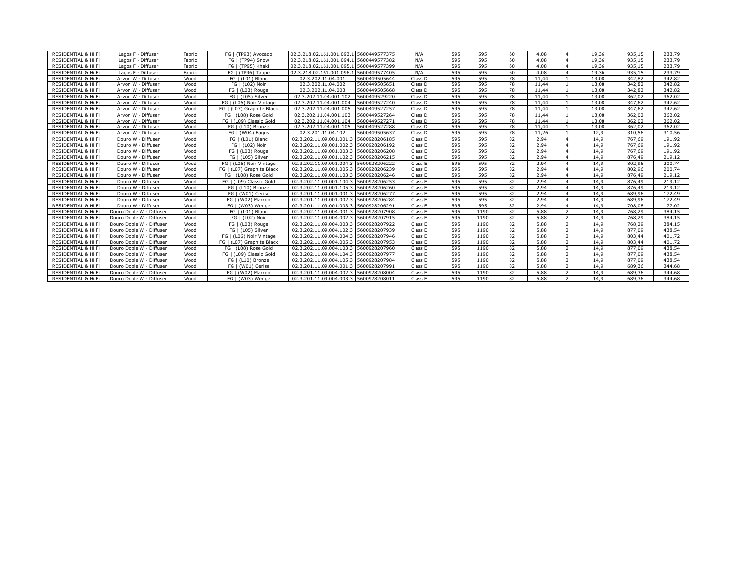| | | | | | | | | | | | | | | |
|---|---|---|---|---|---|---|---|---|---|---|---|---|---|---|
| RESIDENTIAL & Hi Fi | Lagos F - Diffuser | Fabric | FG \| (TP93) Avocado | 02.3.218.02.161.001.093.1 | 5600449577375 | N/A | 595 | 595 | 60 | 4,08 | 4 | 19,36 | 935,15 | 233,79 |
| RESIDENTIAL & Hi Fi | Lagos F - Diffuser | Fabric | FG \| (TP94) Snow | 02.3.218.02.161.001.094.1 | 5600449577382 | N/A | 595 | 595 | 60 | 4,08 | 4 | 19,36 | 935,15 | 233,79 |
| RESIDENTIAL & Hi Fi | Lagos F - Diffuser | Fabric | FG \| (TP95) Khaki | 02.3.218.02.161.001.095.1 | 5600449577399 | N/A | 595 | 595 | 60 | 4,08 | 4 | 19,36 | 935,15 | 233,79 |
| RESIDENTIAL & Hi Fi | Lagos F - Diffuser | Fabric | FG \| (TP96) Taupe | 02.3.218.02.161.001.096.1 | 5600449577405 | N/A | 595 | 595 | 60 | 4,08 | 4 | 19,36 | 935,15 | 233,79 |
| RESIDENTIAL & Hi Fi | Arvon W - Diffuser | Wood | FG \| (L01) Blanc | 02.3.202.11.04.001 | 5600449505644 | Class D | 595 | 595 | 78 | 11,44 | 1 | 13,08 | 342,82 | 342,82 |
| RESIDENTIAL & Hi Fi | Arvon W - Diffuser | Wood | FG \| (L02) Noir | 02.3.202.11.04.002 | 5600449505651 | Class D | 595 | 595 | 78 | 11,44 | 1 | 13,08 | 342,82 | 342,82 |
| RESIDENTIAL & Hi Fi | Arvon W - Diffuser | Wood | FG \| (L03) Rouge | 02.3.202.11.04.003 | 5600449505668 | Class D | 595 | 595 | 78 | 11,44 | 1 | 13,08 | 342,82 | 342,82 |
| RESIDENTIAL & Hi Fi | Arvon W - Diffuser | Wood | FG \| (L05) Silver | 02.3.202.11.04.001.102 | 5600449529220 | Class D | 595 | 595 | 78 | 11,44 | 1 | 13,08 | 362,02 | 362,02 |
| RESIDENTIAL & Hi Fi | Arvon W - Diffuser | Wood | FG \| (L06) Noir Vintage | 02.3.202.11.04.001.004 | 5600449527240 | Class D | 595 | 595 | 78 | 11,44 | 1 | 13,08 | 347,62 | 347,62 |
| RESIDENTIAL & Hi Fi | Arvon W - Diffuser | Wood | FG \| (L07) Graphite Black | 02.3.202.11.04.001.005 | 5600449527257 | Class D | 595 | 595 | 78 | 11,44 | 1 | 13,08 | 347,62 | 347,62 |
| RESIDENTIAL & Hi Fi | Arvon W - Diffuser | Wood | FG \| (L08) Rose Gold | 02.3.202.11.04.001.103 | 5600449527264 | Class D | 595 | 595 | 78 | 11,44 | 1 | 13,08 | 362,02 | 362,02 |
| RESIDENTIAL & Hi Fi | Arvon W - Diffuser | Wood | FG \| (L09) Classic Gold | 02.3.202.11.04.001.104 | 5600449527271 | Class D | 595 | 595 | 78 | 11,44 | 1 | 13,08 | 362,02 | 362,02 |
| RESIDENTIAL & Hi Fi | Arvon W - Diffuser | Wood | FG \| (L10) Bronze | 02.3.202.11.04.001.105 | 5600449527288 | Class D | 595 | 595 | 78 | 11,44 | 1 | 13,08 | 362,02 | 362,02 |
| RESIDENTIAL & Hi Fi | Arvon W - Diffuser | Wood | FG \| (W04) Fagus | 02.3.201.11.04.102 | 5600449505637 | Class D | 595 | 595 | 78 | 11,26 | 1 | 12,9 | 310,56 | 310,56 |
| RESIDENTIAL & Hi Fi | Douro W - Diffuser | Wood | FG \| (L01) Blanc | 02.3.202.11.09.001.001.3 | 5600928206185 | Class E | 595 | 595 | 82 | 2,94 | 4 | 14,9 | 767,69 | 191,92 |
| RESIDENTIAL & Hi Fi | Douro W - Diffuser | Wood | FG \| (L02) Noir | 02.3.202.11.09.001.002.3 | 5600928206192 | Class E | 595 | 595 | 82 | 2,94 | 4 | 14,9 | 767,69 | 191,92 |
| RESIDENTIAL & Hi Fi | Douro W - Diffuser | Wood | FG \| (L03) Rouge | 02.3.202.11.09.001.003.3 | 5600928206208 | Class E | 595 | 595 | 82 | 2,94 | 4 | 14,9 | 767,69 | 191,92 |
| RESIDENTIAL & Hi Fi | Douro W - Diffuser | Wood | FG \| (L05) Silver | 02.3.202.11.09.001.102.3 | 5600928206215 | Class E | 595 | 595 | 82 | 2,94 | 4 | 14,9 | 876,49 | 219,12 |
| RESIDENTIAL & Hi Fi | Douro W - Diffuser | Wood | FG \| (L06) Noir Vintage | 02.3.202.11.09.001.004.3 | 5600928206222 | Class E | 595 | 595 | 82 | 2,94 | 4 | 14,9 | 802,96 | 200,74 |
| RESIDENTIAL & Hi Fi | Douro W - Diffuser | Wood | FG \| (L07) Graphite Black | 02.3.202.11.09.001.005.3 | 5600928206239 | Class E | 595 | 595 | 82 | 2,94 | 4 | 14,9 | 802,96 | 200,74 |
| RESIDENTIAL & Hi Fi | Douro W - Diffuser | Wood | FG \| (L08) Rose Gold | 02.3.202.11.09.001.103.3 | 5600928206246 | Class E | 595 | 595 | 82 | 2,94 | 4 | 14,9 | 876,49 | 219,12 |
| RESIDENTIAL & Hi Fi | Douro W - Diffuser | Wood | FG \| (L09) Classic Gold | 02.3.202.11.09.001.104.3 | 5600928206253 | Class E | 595 | 595 | 82 | 2,94 | 4 | 14,9 | 876,49 | 219,12 |
| RESIDENTIAL & Hi Fi | Douro W - Diffuser | Wood | FG \| (L10) Bronze | 02.3.202.11.09.001.105.3 | 5600928206260 | Class E | 595 | 595 | 82 | 2,94 | 4 | 14,9 | 876,49 | 219,12 |
| RESIDENTIAL & Hi Fi | Douro W - Diffuser | Wood | FG \| (W01) Cerise | 02.3.201.11.09.001.001.3 | 5600928206277 | Class E | 595 | 595 | 82 | 2,94 | 4 | 14,9 | 689,96 | 172,49 |
| RESIDENTIAL & Hi Fi | Douro W - Diffuser | Wood | FG \| (W02) Marron | 02.3.201.11.09.001.002.3 | 5600928206284 | Class E | 595 | 595 | 82 | 2,94 | 4 | 14,9 | 689,96 | 172,49 |
| RESIDENTIAL & Hi Fi | Douro W - Diffuser | Wood | FG \| (W03) Wenge | 02.3.201.11.09.001.003.3 | 5600928206291 | Class E | 595 | 595 | 82 | 2,94 | 4 | 14,9 | 708,08 | 177,02 |
| RESIDENTIAL & Hi Fi | Douro Doble W - Diffuser | Wood | FG \| (L01) Blanc | 02.3.202.11.09.004.001.3 | 5600928207908 | Class E | 595 | 1190 | 82 | 5,88 | 2 | 14,9 | 768,29 | 384,15 |
| RESIDENTIAL & Hi Fi | Douro Doble W - Diffuser | Wood | FG \| (L02) Noir | 02.3.202.11.09.004.002.3 | 5600928207915 | Class E | 595 | 1190 | 82 | 5,88 | 2 | 14,9 | 768,29 | 384,15 |
| RESIDENTIAL & Hi Fi | Douro Doble W - Diffuser | Wood | FG \| (L03) Rouge | 02.3.202.11.09.004.003.3 | 5600928207922 | Class E | 595 | 1190 | 82 | 5,88 | 2 | 14,9 | 768,29 | 384,15 |
| RESIDENTIAL & Hi Fi | Douro Doble W - Diffuser | Wood | FG \| (L05) Silver | 02.3.202.11.09.004.102.3 | 5600928207939 | Class E | 595 | 1190 | 82 | 5,88 | 2 | 14,9 | 877,09 | 438,54 |
| RESIDENTIAL & Hi Fi | Douro Doble W - Diffuser | Wood | FG \| (L06) Noir Vintage | 02.3.202.11.09.004.004.3 | 5600928207946 | Class E | 595 | 1190 | 82 | 5,88 | 2 | 14,9 | 803,44 | 401,72 |
| RESIDENTIAL & Hi Fi | Douro Doble W - Diffuser | Wood | FG \| (L07) Graphite Black | 02.3.202.11.09.004.005.3 | 5600928207953 | Class E | 595 | 1190 | 82 | 5,88 | 2 | 14,9 | 803,44 | 401,72 |
| RESIDENTIAL & Hi Fi | Douro Doble W - Diffuser | Wood | FG \| (L08) Rose Gold | 02.3.202.11.09.004.103.3 | 5600928207960 | Class E | 595 | 1190 | 82 | 5,88 | 2 | 14,9 | 877,09 | 438,54 |
| RESIDENTIAL & Hi Fi | Douro Doble W - Diffuser | Wood | FG \| (L09) Classic Gold | 02.3.202.11.09.004.104.3 | 5600928207977 | Class E | 595 | 1190 | 82 | 5,88 | 2 | 14,9 | 877,09 | 438,54 |
| RESIDENTIAL & Hi Fi | Douro Doble W - Diffuser | Wood | FG \| (L10) Bronze | 02.3.202.11.09.004.105.3 | 5600928207984 | Class E | 595 | 1190 | 82 | 5,88 | 2 | 14,9 | 877,09 | 438,54 |
| RESIDENTIAL & Hi Fi | Douro Doble W - Diffuser | Wood | FG \| (W01) Cerise | 02.3.201.11.09.004.001.3 | 5600928207991 | Class E | 595 | 1190 | 82 | 5,88 | 2 | 14,9 | 689,36 | 344,68 |
| RESIDENTIAL & Hi Fi | Douro Doble W - Diffuser | Wood | FG \| (W02) Marron | 02.3.201.11.09.004.002.3 | 5600928208004 | Class E | 595 | 1190 | 82 | 5,88 | 2 | 14,9 | 689,36 | 344,68 |
| RESIDENTIAL & Hi Fi | Douro Doble W - Diffuser | Wood | FG \| (W03) Wenge | 02.3.201.11.09.004.003.3 | 5600928208011 | Class E | 595 | 1190 | 82 | 5,88 | 2 | 14,9 | 689,36 | 344,68 |